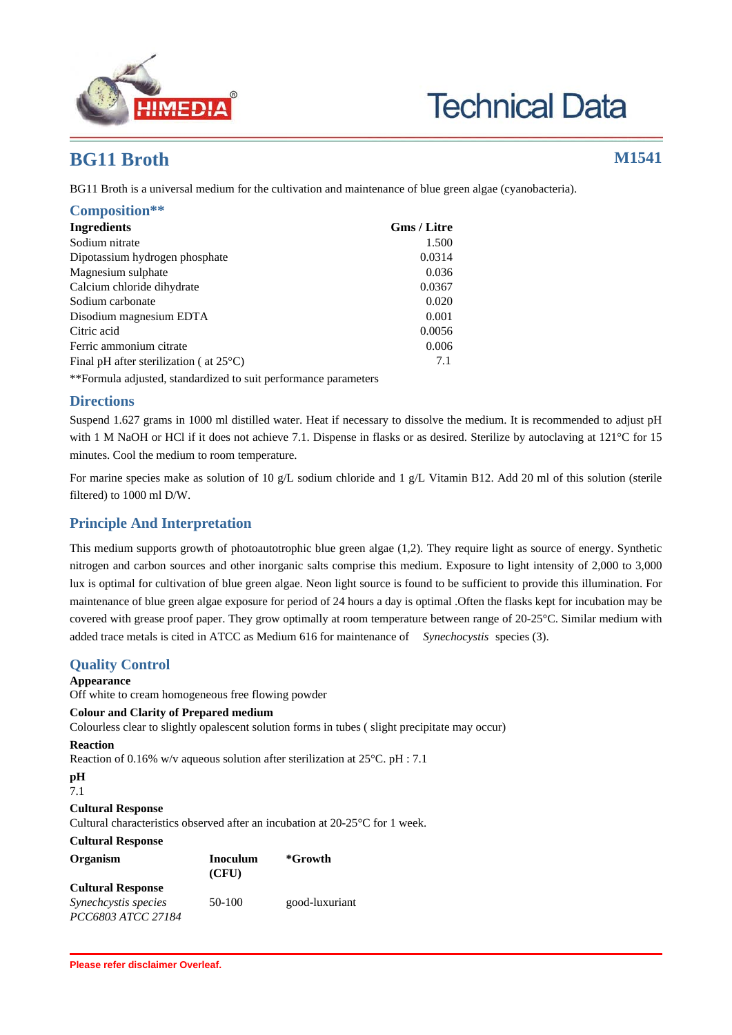# BG11 Broth

**M1541**

BG11 Broth is a universal medium for the cultivation and maintenance of blue green algae (cyanobacteria).

## Composition**

| Ingredients | Gms / Litre |
|---|---|
| Sodium nitrate | 1.500 |
| Dipotassium hydrogen phosphate | 0.0314 |
| Magnesium sulphate | 0.036 |
| Calcium chloride dihydrate | 0.0367 |
| Sodium carbonate | 0.020 |
| Disodium magnesium EDTA | 0.001 |
| Citric acid | 0.0056 |
| Ferric ammonium citrate | 0.006 |
| Final pH after sterilization ( at 25°C) | 7.1 |

**Formula adjusted, standardized to suit performance parameters

## Directions

Suspend 1.627 grams in 1000 ml distilled water. Heat if necessary to dissolve the medium. It is recommended to adjust pH with 1 M NaOH or HCl if it does not achieve 7.1. Dispense in flasks or as desired. Sterilize by autoclaving at 121°C for 15 minutes. Cool the medium to room temperature.

For marine species make as solution of 10 g/L sodium chloride and 1 g/L Vitamin B12. Add 20 ml of this solution (sterile filtered) to 1000 ml D/W.

## Principle And Interpretation

This medium supports growth of photoautotrophic blue green algae (1,2). They require light as source of energy. Synthetic nitrogen and carbon sources and other inorganic salts comprise this medium. Exposure to light intensity of 2,000 to 3,000 lux is optimal for cultivation of blue green algae. Neon light source is found to be sufficient to provide this illumination. For maintenance of blue green algae exposure for period of 24 hours a day is optimal .Often the flasks kept for incubation may be covered with grease proof paper. They grow optimally at room temperature between range of 20-25°C. Similar medium with added trace metals is cited in ATCC as Medium 616 for maintenance of *Synechocystis* species (3).

## Quality Control

**Appearance**

Off white to cream homogeneous free flowing powder

**Colour and Clarity of Prepared medium**

Colourless clear to slightly opalescent solution forms in tubes ( slight precipitate may occur)

**Reaction**

Reaction of 0.16% w/v aqueous solution after sterilization at 25°C. pH : 7.1

**pH**

7.1

**Cultural Response**

Cultural characteristics observed after an incubation at 20-25°C for 1 week.

**Cultural Response**

| Organism | Inoculum (CFU) | *Growth |
|---|---|---|
| **Cultural Response** | | |
| *Synechcystis species PCC6803 ATCC 27184* | 50-100 | good-luxuriant |

Please refer disclaimer Overleaf.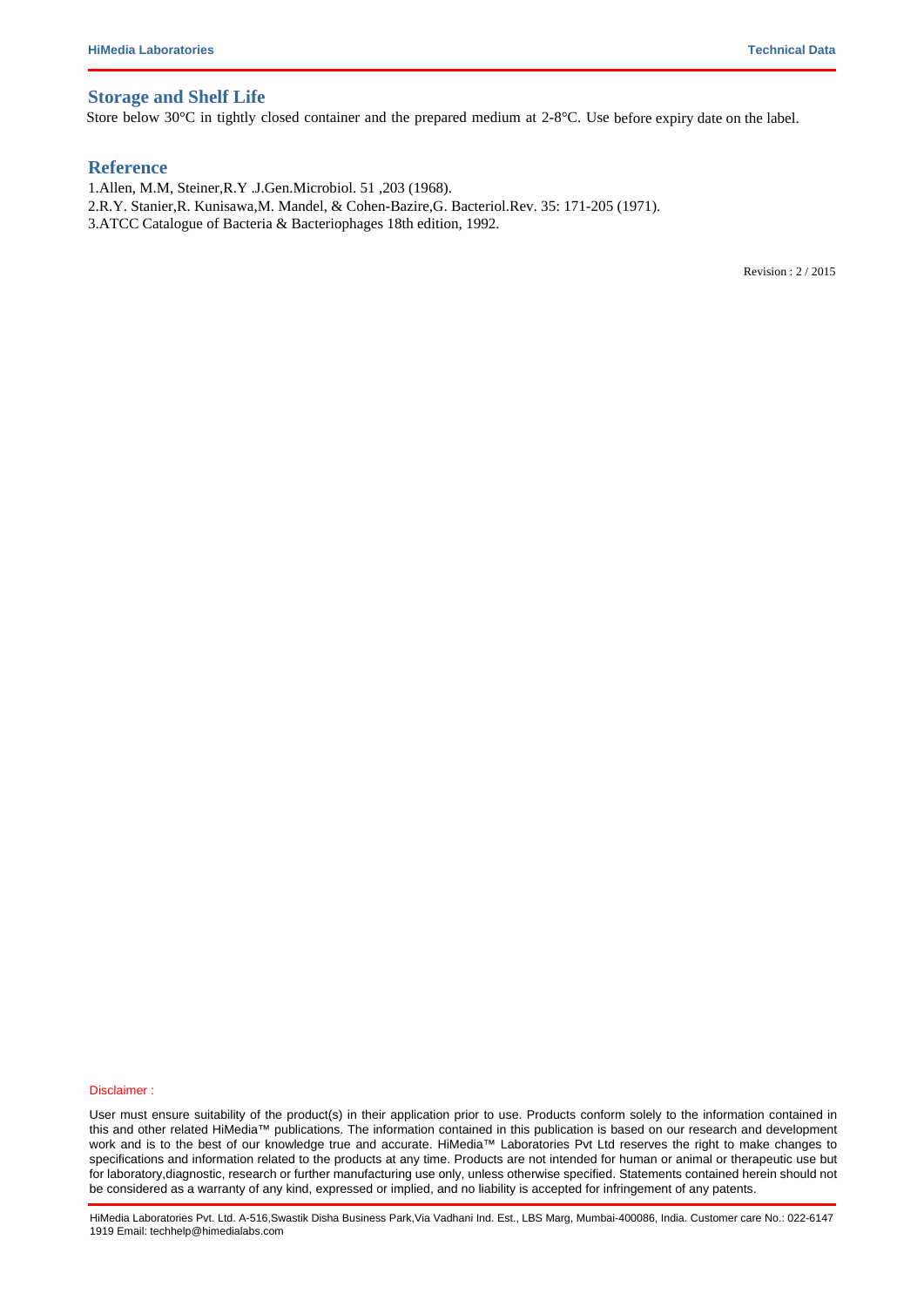## Storage and Shelf Life

Store below 30°C in tightly closed container and the prepared medium at 2-8°C. Use before expiry date on the label.

## Reference

1.Allen, M.M, Steiner,R.Y .J.Gen.Microbiol. 51 ,203 (1968).
2.R.Y. Stanier,R. Kunisawa,M. Mandel, & Cohen-Bazire,G. Bacteriol.Rev. 35: 171-205 (1971).
3.ATCC Catalogue of Bacteria & Bacteriophages 18th edition, 1992.

Revision : 2 / 2015

Disclaimer :

User must ensure suitability of the product(s) in their application prior to use. Products conform solely to the information contained in this and other related HiMedia™ publications. The information contained in this publication is based on our research and development work and is to the best of our knowledge true and accurate. HiMedia™ Laboratories Pvt Ltd reserves the right to make changes to specifications and information related to the products at any time. Products are not intended for human or animal or therapeutic use but for laboratory,diagnostic, research or further manufacturing use only, unless otherwise specified. Statements contained herein should not be considered as a warranty of any kind, expressed or implied, and no liability is accepted for infringement of any patents.

HiMedia Laboratories Pvt. Ltd. A-516,Swastik Disha Business Park,Via Vadhani Ind. Est., LBS Marg, Mumbai-400086, India. Customer care No.: 022-6147 1919 Email: techhelp@himedialabs.com